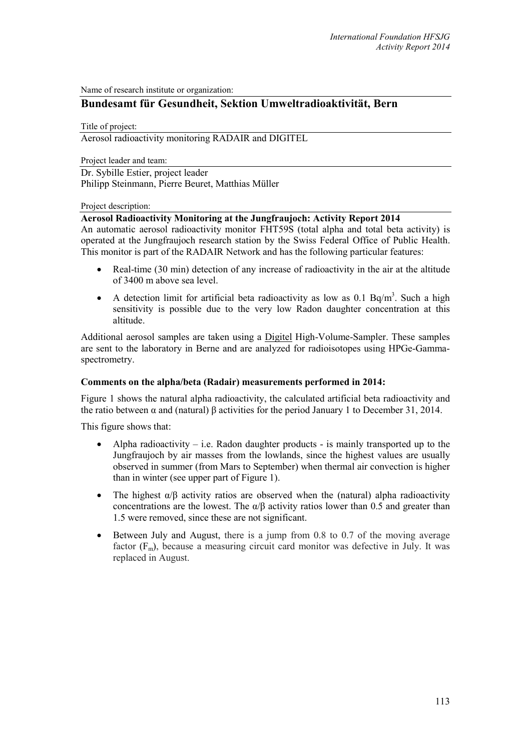Name of research institute or organization:

## Bundesamt für Gesundheit, Sektion Umweltradioaktivität, Bern

Title of project:

Aerosol radioactivity monitoring RADAIR and DIGITEL

Project leader and team:

Dr. Sybille Estier, project leader
Philipp Steinmann, Pierre Beuret, Matthias Müller

Project description:

**Aerosol Radioactivity Monitoring at the Jungfraujoch: Activity Report 2014**

An automatic aerosol radioactivity monitor FHT59S (total alpha and total beta activity) is operated at the Jungfraujoch research station by the Swiss Federal Office of Public Health. This monitor is part of the RADAIR Network and has the following particular features:

- Real-time (30 min) detection of any increase of radioactivity in the air at the altitude of 3400 m above sea level.
- A detection limit for artificial beta radioactivity as low as 0.1 $Bq/m^3$. Such a high sensitivity is possible due to the very low Radon daughter concentration at this altitude.

Additional aerosol samples are taken using a Digitel High-Volume-Sampler. These samples are sent to the laboratory in Berne and are analyzed for radioisotopes using HPGe-Gamma-spectrometry.

### Comments on the alpha/beta (Radair) measurements performed in 2014:

Figure 1 shows the natural alpha radioactivity, the calculated artificial beta radioactivity and the ratio between α and (natural) β activities for the period January 1 to December 31, 2014.

This figure shows that:

- Alpha radioactivity – i.e. Radon daughter products - is mainly transported up to the Jungfraujoch by air masses from the lowlands, since the highest values are usually observed in summer (from Mars to September) when thermal air convection is higher than in winter (see upper part of Figure 1).
- The highest α/β activity ratios are observed when the (natural) alpha radioactivity concentrations are the lowest. The α/β activity ratios lower than 0.5 and greater than 1.5 were removed, since these are not significant.
- Between July and August, there is a jump from 0.8 to 0.7 of the moving average factor ($F_m$), because a measuring circuit card monitor was defective in July. It was replaced in August.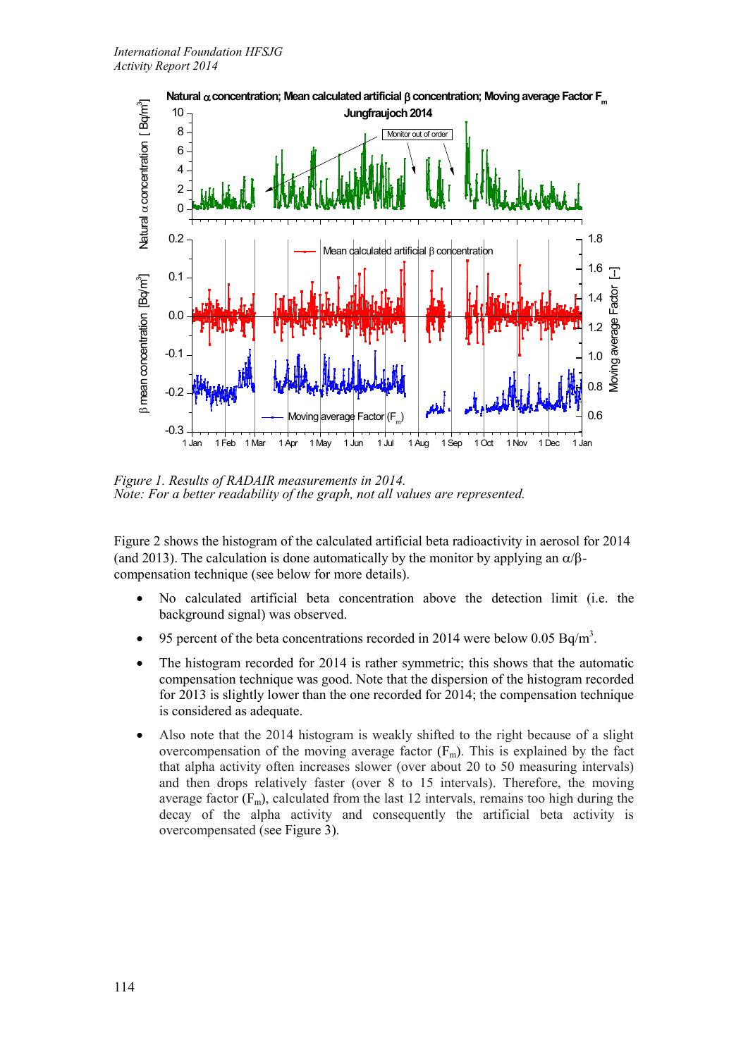Figure 1. Results of RADAIR measurements in 2014.
Note: For a better readability of the graph, not all values are represented.

Figure 2 shows the histogram of the calculated artificial beta radioactivity in aerosol for 2014 (and 2013). The calculation is done automatically by the monitor by applying an $\alpha/\beta$-compensation technique (see below for more details).

- No calculated artificial beta concentration above the detection limit (i.e. the background signal) was observed.
- 95 percent of the beta concentrations recorded in 2014 were below 0.05 Bq/m$^3$.
- The histogram recorded for 2014 is rather symmetric; this shows that the automatic compensation technique was good. Note that the dispersion of the histogram recorded for 2013 is slightly lower than the one recorded for 2014; the compensation technique is considered as adequate.
- Also note that the 2014 histogram is weakly shifted to the right because of a slight overcompensation of the moving average factor ($F_m$). This is explained by the fact that alpha activity often increases slower (over about 20 to 50 measuring intervals) and then drops relatively faster (over 8 to 15 intervals). Therefore, the moving average factor ($F_m$), calculated from the last 12 intervals, remains too high during the decay of the alpha activity and consequently the artificial beta activity is overcompensated (see Figure 3).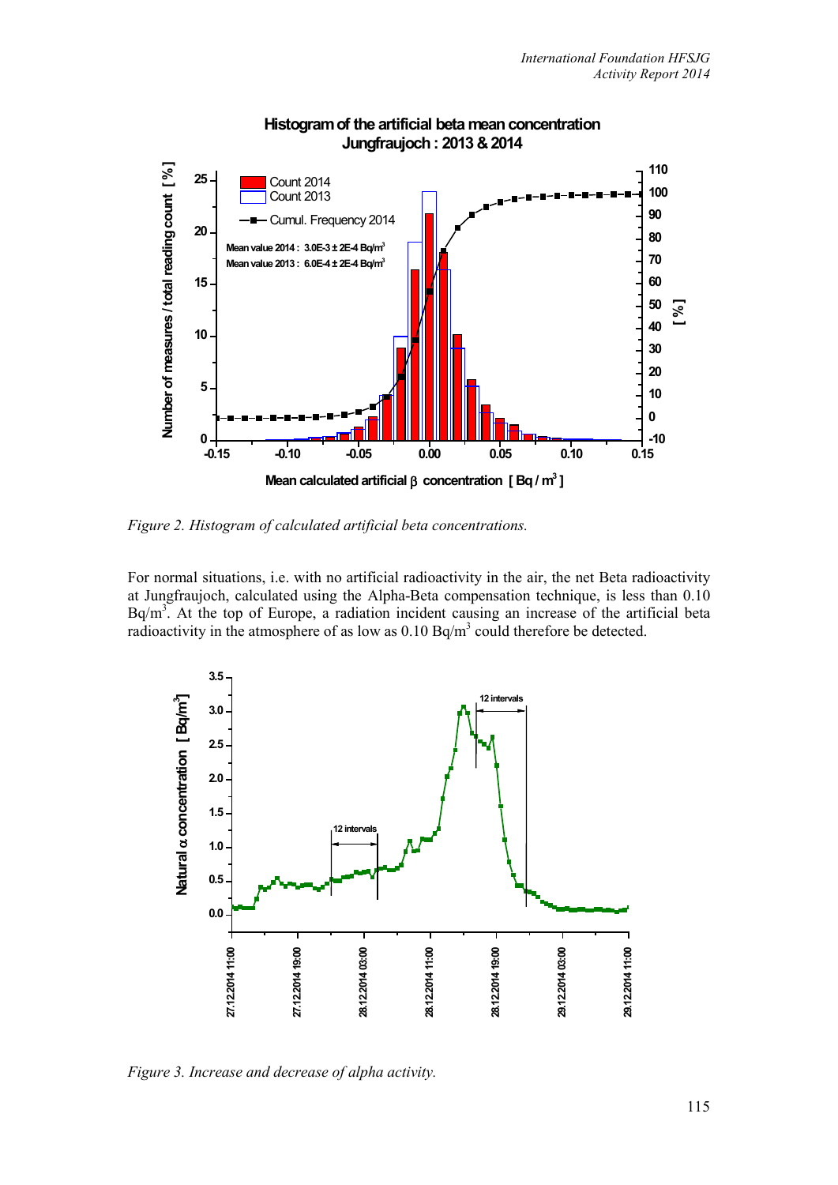Figure 2. Histogram of calculated artificial beta concentrations.

For normal situations, i.e. with no artificial radioactivity in the air, the net Beta radioactivity at Jungfraujoch, calculated using the Alpha-Beta compensation technique, is less than 0.10 Bq/m$^3$. At the top of Europe, a radiation incident causing an increase of the artificial beta radioactivity in the atmosphere of as low as 0.10 Bq/m$^3$ could therefore be detected.

Figure 3. Increase and decrease of alpha activity.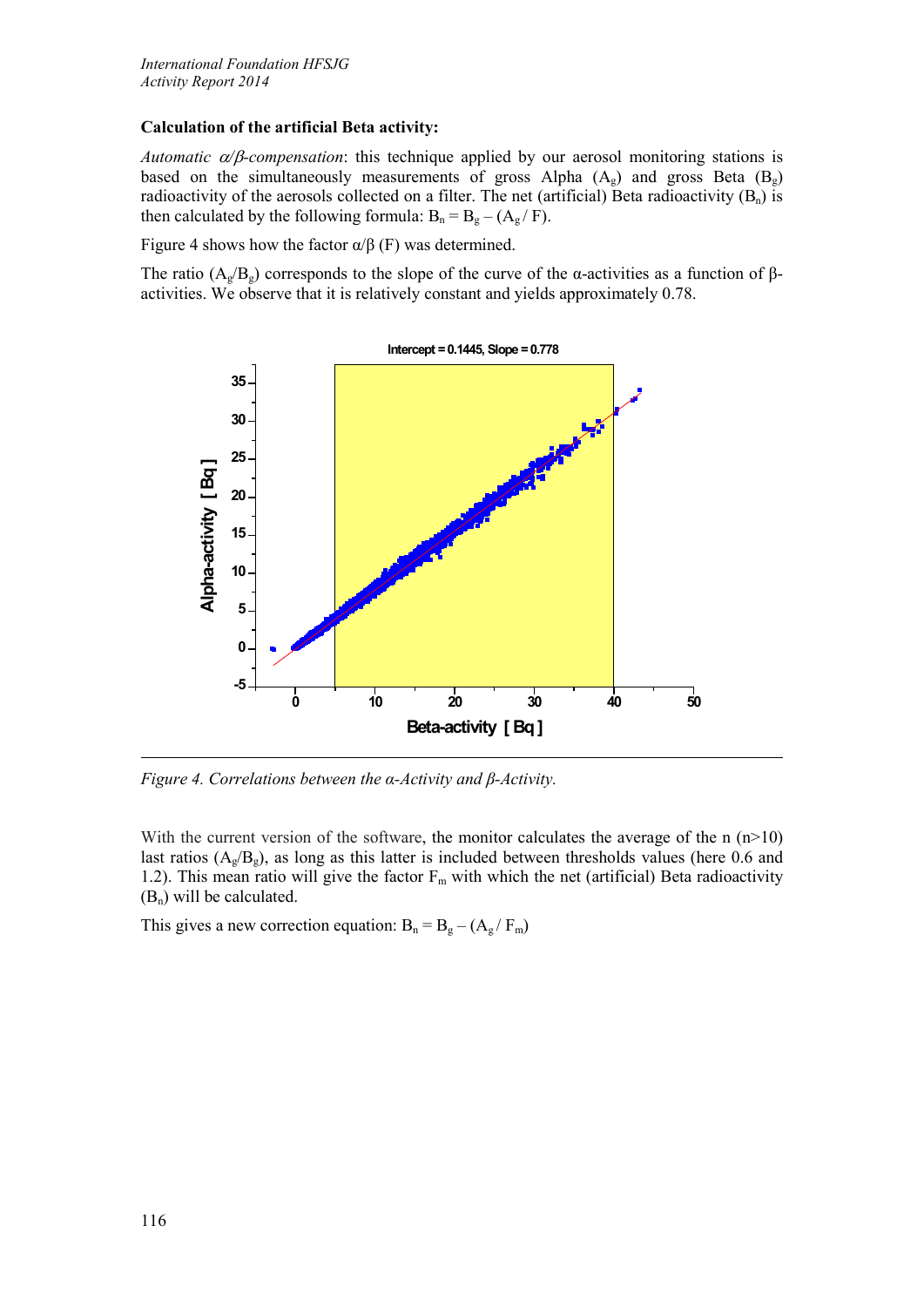**Calculation of the artificial Beta activity:**

*Automatic α/β-compensation*: this technique applied by our aerosol monitoring stations is based on the simultaneously measurements of gross Alpha ($A_g$) and gross Beta ($B_g$) radioactivity of the aerosols collected on a filter. The net (artificial) Beta radioactivity ($B_n$) is then calculated by the following formula: $B_n = B_g - (A_g / F)$.

Figure 4 shows how the factor α/β (F) was determined.

The ratio ($A_g/B_g$) corresponds to the slope of the curve of the α-activities as a function of β-activities. We observe that it is relatively constant and yields approximately 0.78.

*Figure 4. Correlations between the α-Activity and β-Activity.*

With the current version of the software, the monitor calculates the average of the n (n>10) last ratios ($A_g/B_g$), as long as this latter is included between thresholds values (here 0.6 and 1.2). This mean ratio will give the factor $F_m$ with which the net (artificial) Beta radioactivity ($B_n$) will be calculated.

This gives a new correction equation: $B_n = B_g - (A_g / F_m)$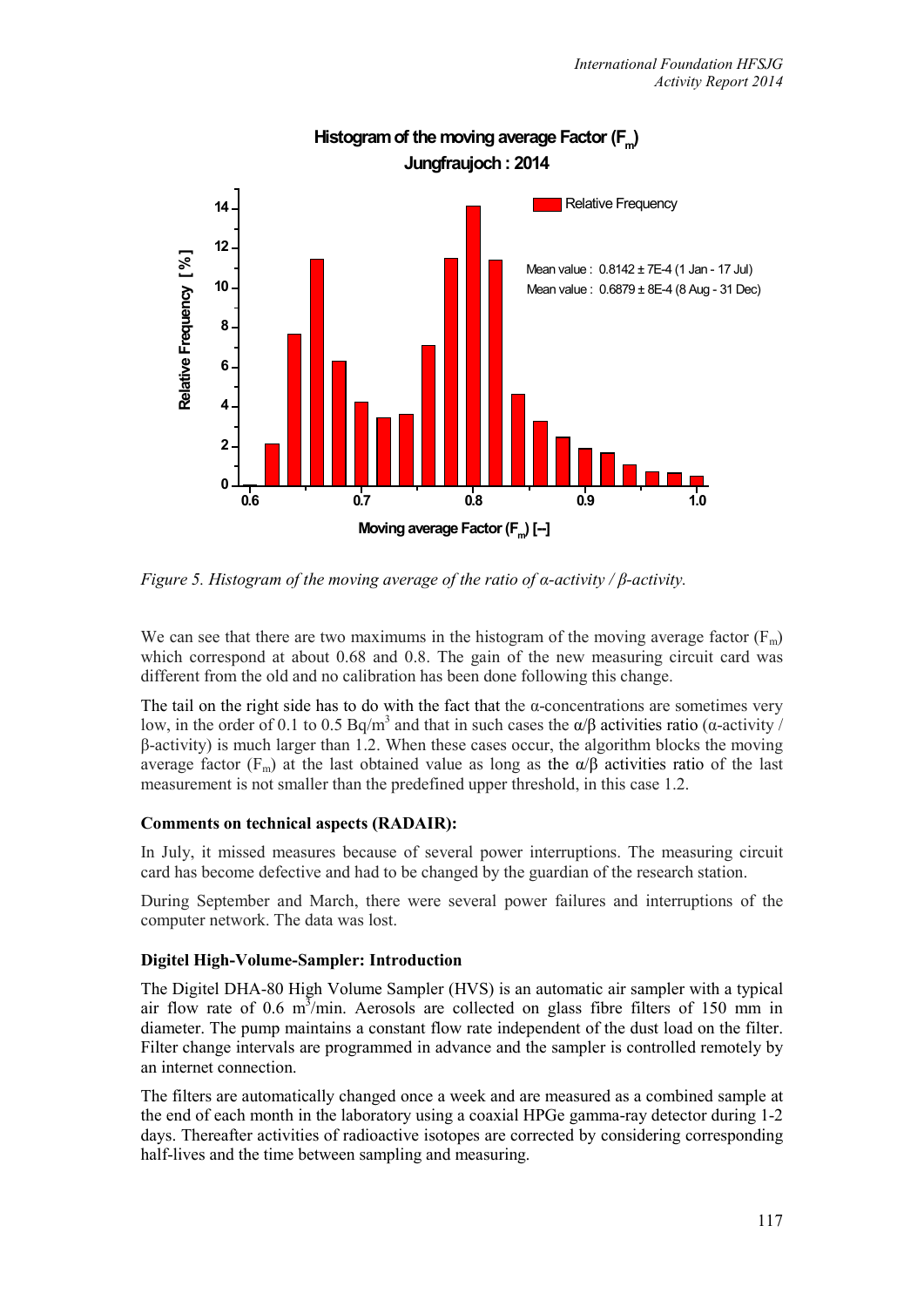Figure 5. Histogram of the moving average of the ratio of α-activity / β-activity.

We can see that there are two maximums in the histogram of the moving average factor ($F_m$) which correspond at about 0.68 and 0.8. The gain of the new measuring circuit card was different from the old and no calibration has been done following this change.

The tail on the right side has to do with the fact that the α-concentrations are sometimes very low, in the order of 0.1 to 0.5 Bq/m$^3$ and that in such cases the α/β activities ratio (α-activity / β-activity) is much larger than 1.2. When these cases occur, the algorithm blocks the moving average factor ($F_m$) at the last obtained value as long as the α/β activities ratio of the last measurement is not smaller than the predefined upper threshold, in this case 1.2.

**Comments on technical aspects (RADAIR):**

In July, it missed measures because of several power interruptions. The measuring circuit card has become defective and had to be changed by the guardian of the research station.

During September and March, there were several power failures and interruptions of the computer network. The data was lost.

**Digitel High-Volume-Sampler: Introduction**

The Digitel DHA-80 High Volume Sampler (HVS) is an automatic air sampler with a typical air flow rate of 0.6 m$^3$/min. Aerosols are collected on glass fibre filters of 150 mm in diameter. The pump maintains a constant flow rate independent of the dust load on the filter. Filter change intervals are programmed in advance and the sampler is controlled remotely by an internet connection.

The filters are automatically changed once a week and are measured as a combined sample at the end of each month in the laboratory using a coaxial HPGe gamma-ray detector during 1-2 days. Thereafter activities of radioactive isotopes are corrected by considering corresponding half-lives and the time between sampling and measuring.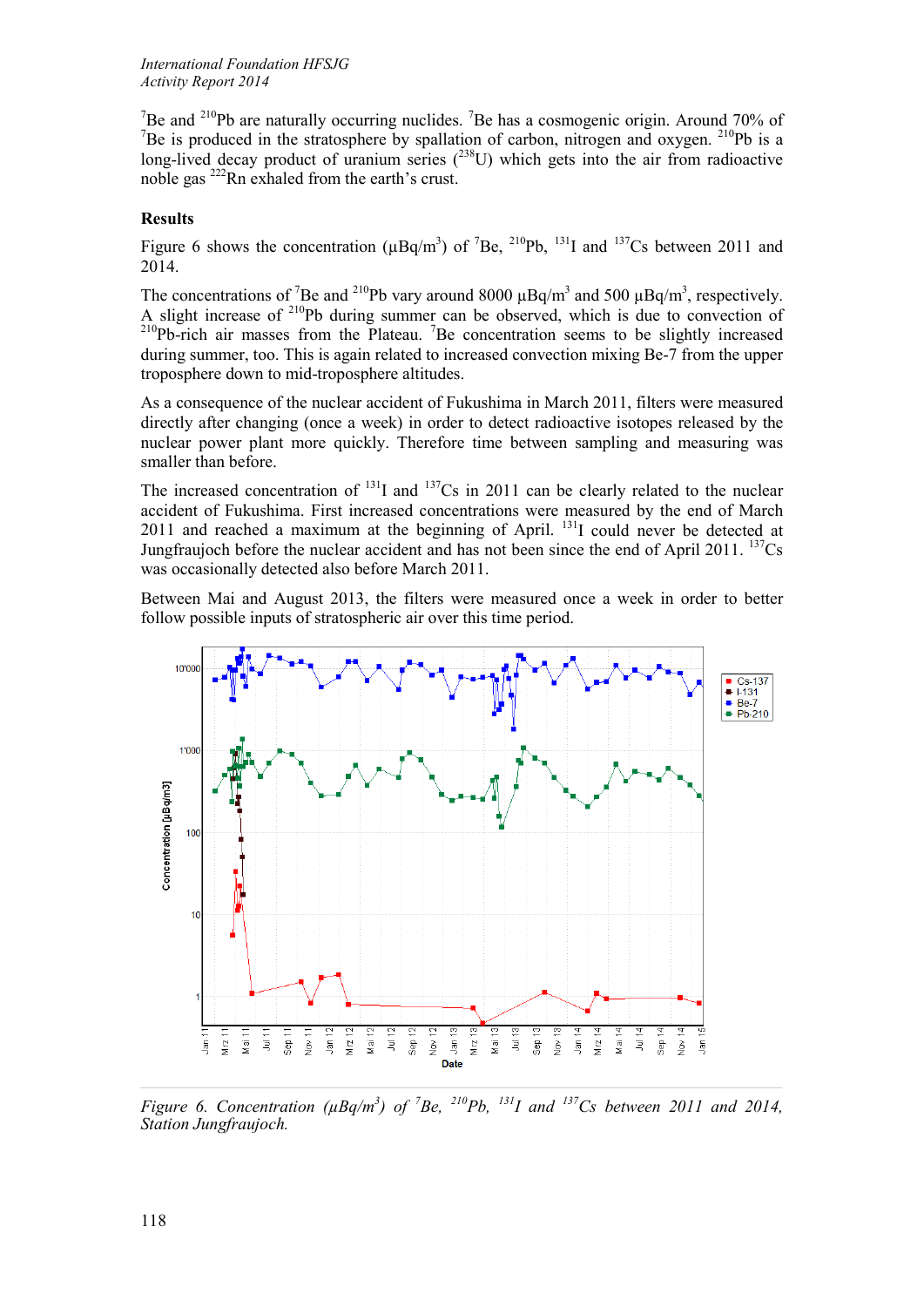$^{7}$Be and $^{210}$Pb are naturally occurring nuclides. $^{7}$Be has a cosmogenic origin. Around 70% of $^{7}$Be is produced in the stratosphere by spallation of carbon, nitrogen and oxygen. $^{210}$Pb is a long-lived decay product of uranium series ($^{238}$U) which gets into the air from radioactive noble gas $^{222}$Rn exhaled from the earth's crust.

**Results**

Figure 6 shows the concentration (µBq/m$^{3}$) of $^{7}$Be, $^{210}$Pb, $^{131}$I and $^{137}$Cs between 2011 and 2014.

The concentrations of $^{7}$Be and $^{210}$Pb vary around 8000 µBq/m$^{3}$ and 500 µBq/m$^{3}$, respectively. A slight increase of $^{210}$Pb during summer can be observed, which is due to convection of $^{210}$Pb-rich air masses from the Plateau. $^{7}$Be concentration seems to be slightly increased during summer, too. This is again related to increased convection mixing Be-7 from the upper troposphere down to mid-troposphere altitudes.

As a consequence of the nuclear accident of Fukushima in March 2011, filters were measured directly after changing (once a week) in order to detect radioactive isotopes released by the nuclear power plant more quickly. Therefore time between sampling and measuring was smaller than before.

The increased concentration of $^{131}$I and $^{137}$Cs in 2011 can be clearly related to the nuclear accident of Fukushima. First increased concentrations were measured by the end of March 2011 and reached a maximum at the beginning of April. $^{131}$I could never be detected at Jungfraujoch before the nuclear accident and has not been since the end of April 2011. $^{137}$Cs was occasionally detected also before March 2011.

Between Mai and August 2013, the filters were measured once a week in order to better follow possible inputs of stratospheric air over this time period.

*Figure 6. Concentration (µBq/m$^{3}$) of $^{7}$Be, $^{210}$Pb, $^{131}$I and $^{137}$Cs between 2011 and 2014, Station Jungfraujoch.*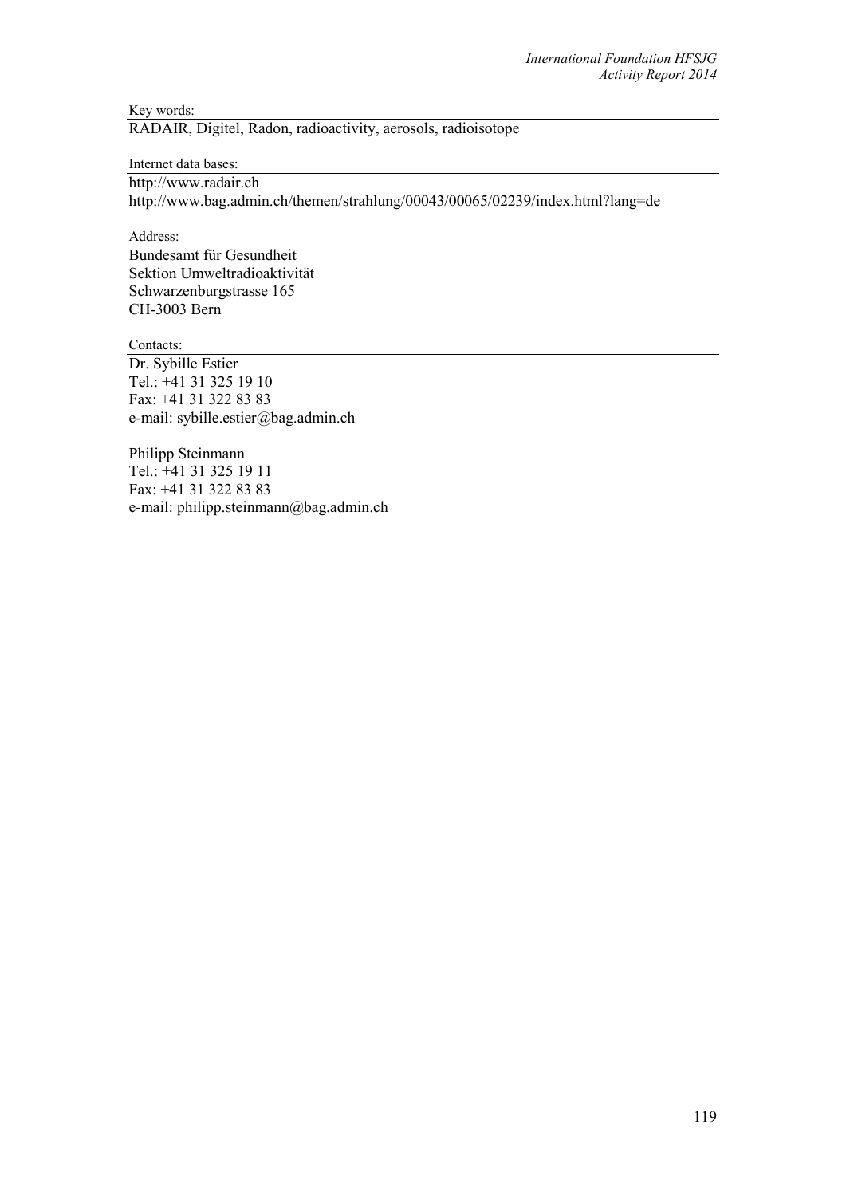Key words:

RADAIR, Digitel, Radon, radioactivity, aerosols, radioisotope

Internet data bases:

http://www.radair.ch
http://www.bag.admin.ch/themen/strahlung/00043/00065/02239/index.html?lang=de

Address:

Bundesamt für Gesundheit
Sektion Umweltradioaktivität
Schwarzenburgstrasse 165
CH-3003 Bern

Contacts:

Dr. Sybille Estier
Tel.: +41 31 325 19 10
Fax: +41 31 322 83 83
e-mail: sybille.estier@bag.admin.ch

Philipp Steinmann
Tel.: +41 31 325 19 11
Fax: +41 31 322 83 83
e-mail: philipp.steinmann@bag.admin.ch